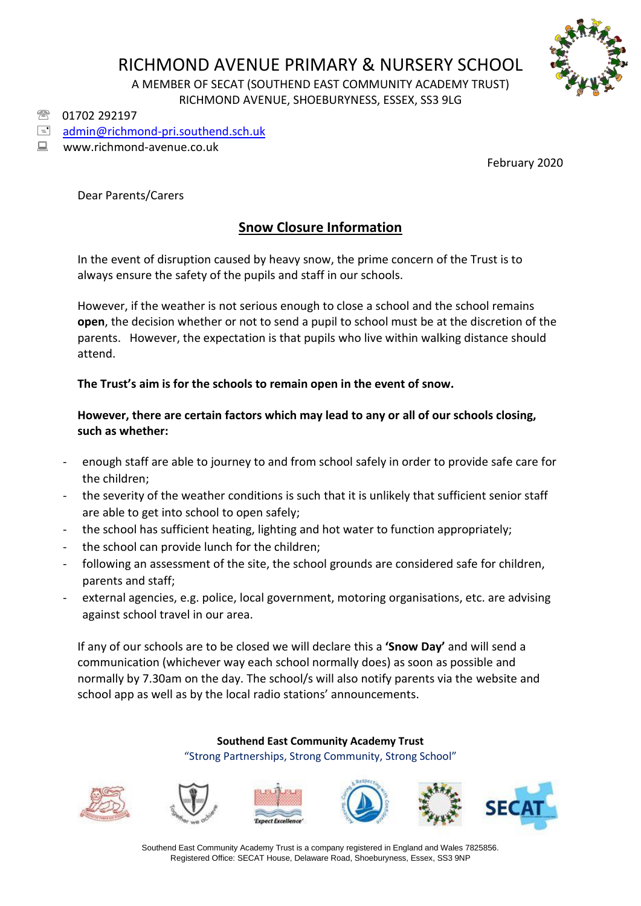# RICHMOND AVENUE PRIMARY & NURSERY SCHOOL

A MEMBER OF SECAT (SOUTHEND EAST COMMUNITY ACADEMY TRUST)
RICHMOND AVENUE, SHOEBURYNESS, ESSEX, SS3 9LG

01702 292197
admin@richmond-pri.southend.sch.uk
www.richmond-avenue.co.uk

February 2020

Dear Parents/Carers

## Snow Closure Information

In the event of disruption caused by heavy snow, the prime concern of the Trust is to always ensure the safety of the pupils and staff in our schools.

However, if the weather is not serious enough to close a school and the school remains **open**, the decision whether or not to send a pupil to school must be at the discretion of the parents. However, the expectation is that pupils who live within walking distance should attend.

**The Trust's aim is for the schools to remain open in the event of snow.**

**However, there are certain factors which may lead to any or all of our schools closing, such as whether:**

- enough staff are able to journey to and from school safely in order to provide safe care for the children;
- the severity of the weather conditions is such that it is unlikely that sufficient senior staff are able to get into school to open safely;
- the school has sufficient heating, lighting and hot water to function appropriately;
- the school can provide lunch for the children;
- following an assessment of the site, the school grounds are considered safe for children, parents and staff;
- external agencies, e.g. police, local government, motoring organisations, etc. are advising against school travel in our area.

If any of our schools are to be closed we will declare this a **'Snow Day'** and will send a communication (whichever way each school normally does) as soon as possible and normally by 7.30am on the day. The school/s will also notify parents via the website and school app as well as by the local radio stations' announcements.

**Southend East Community Academy Trust**
"Strong Partnerships, Strong Community, Strong School"

Southend East Community Academy Trust is a company registered in England and Wales 7825856.
Registered Office: SECAT House, Delaware Road, Shoeburyness, Essex, SS3 9NP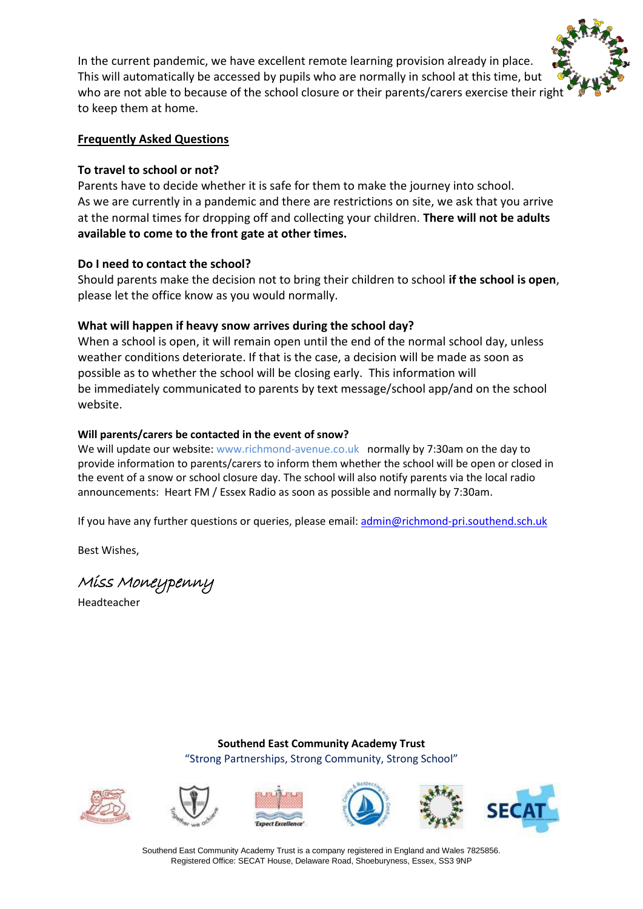In the current pandemic, we have excellent remote learning provision already in place. This will automatically be accessed by pupils who are normally in school at this time, but who are not able to because of the school closure or their parents/carers exercise their right to keep them at home.

**Frequently Asked Questions**

**To travel to school or not?**

Parents have to decide whether it is safe for them to make the journey into school. As we are currently in a pandemic and there are restrictions on site, we ask that you arrive at the normal times for dropping off and collecting your children. **There will not be adults available to come to the front gate at other times.**

**Do I need to contact the school?**

Should parents make the decision not to bring their children to school **if the school is open**, please let the office know as you would normally.

**What will happen if heavy snow arrives during the school day?**

When a school is open, it will remain open until the end of the normal school day, unless weather conditions deteriorate. If that is the case, a decision will be made as soon as possible as to whether the school will be closing early. This information will be immediately communicated to parents by text message/school app/and on the school website.

**Will parents/carers be contacted in the event of snow?**

We will update our website: www.richmond-avenue.co.uk normally by 7:30am on the day to provide information to parents/carers to inform them whether the school will be open or closed in the event of a snow or school closure day. The school will also notify parents via the local radio announcements: Heart FM / Essex Radio as soon as possible and normally by 7:30am.

If you have any further questions or queries, please email: admin@richmond-pri.southend.sch.uk

Best Wishes,

*Miss Moneypenny*

Headteacher

**Southend East Community Academy Trust**

"Strong Partnerships, Strong Community, Strong School"

Southend East Community Academy Trust is a company registered in England and Wales 7825856.
Registered Office: SECAT House, Delaware Road, Shoeburyness, Essex, SS3 9NP